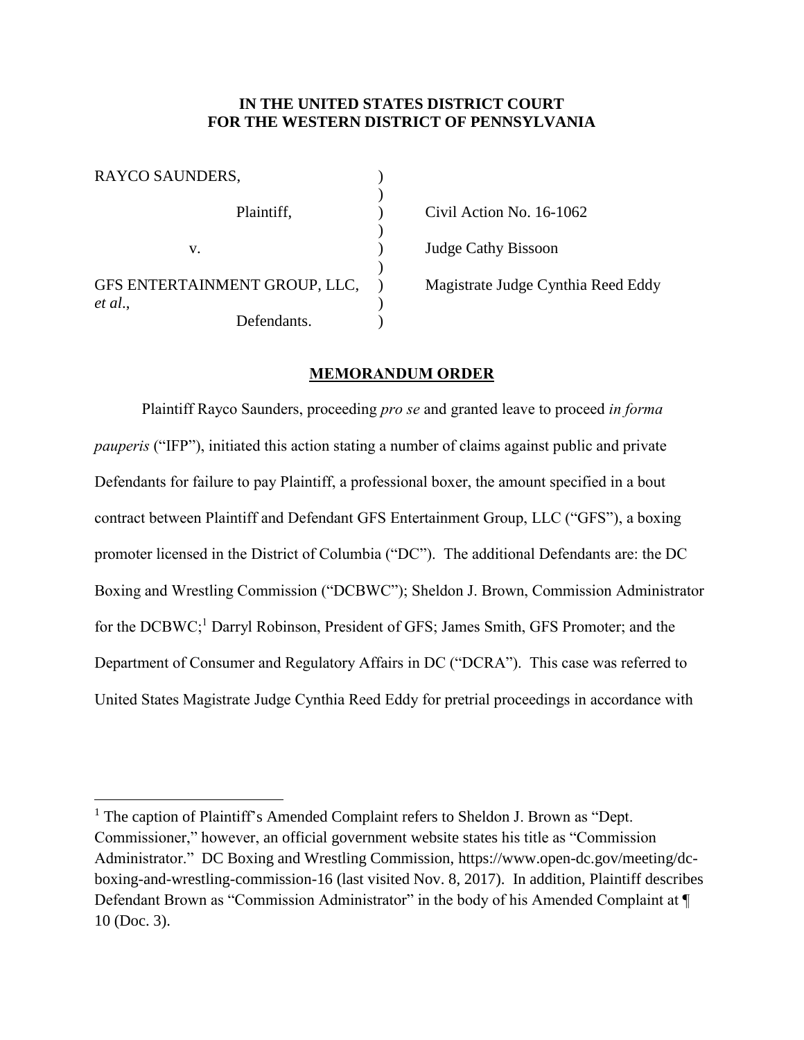**IN THE UNITED STATES DISTRICT COURT**
**FOR THE WESTERN DISTRICT OF PENNSYLVANIA**

| | | |
|---|---|---|
| RAYCO SAUNDERS, | ) | |
| Plaintiff, | ) | Civil Action No. 16-1062 |
| v. | ) | Judge Cathy Bissoon |
| GFS ENTERTAINMENT GROUP, LLC, *et al.*, | ) | Magistrate Judge Cynthia Reed Eddy |
| Defendants. | ) | |

**MEMORANDUM ORDER**

Plaintiff Rayco Saunders, proceeding *pro se* and granted leave to proceed *in forma pauperis* ("IFP"), initiated this action stating a number of claims against public and private Defendants for failure to pay Plaintiff, a professional boxer, the amount specified in a bout contract between Plaintiff and Defendant GFS Entertainment Group, LLC ("GFS"), a boxing promoter licensed in the District of Columbia ("DC"). The additional Defendants are: the DC Boxing and Wrestling Commission ("DCBWC"); Sheldon J. Brown, Commission Administrator for the DCBWC;[1] Darryl Robinson, President of GFS; James Smith, GFS Promoter; and the Department of Consumer and Regulatory Affairs in DC ("DCRA"). This case was referred to United States Magistrate Judge Cynthia Reed Eddy for pretrial proceedings in accordance with

[1] The caption of Plaintiff's Amended Complaint refers to Sheldon J. Brown as "Dept. Commissioner," however, an official government website states his title as "Commission Administrator." DC Boxing and Wrestling Commission, https://www.open-dc.gov/meeting/dc-boxing-and-wrestling-commission-16 (last visited Nov. 8, 2017). In addition, Plaintiff describes Defendant Brown as "Commission Administrator" in the body of his Amended Complaint at ¶ 10 (Doc. 3).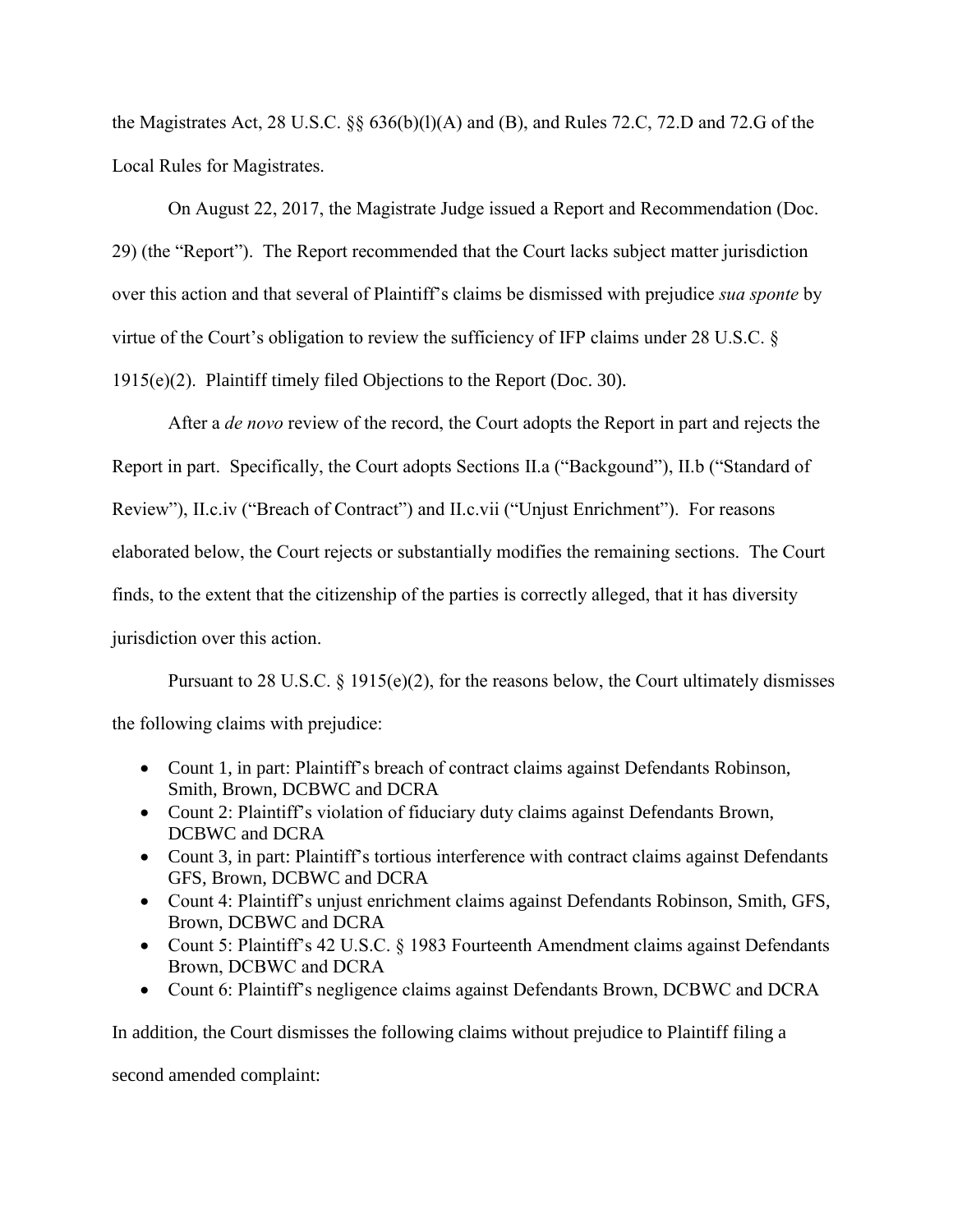the Magistrates Act, 28 U.S.C. §§ 636(b)(l)(A) and (B), and Rules 72.C, 72.D and 72.G of the Local Rules for Magistrates.

On August 22, 2017, the Magistrate Judge issued a Report and Recommendation (Doc. 29) (the "Report"). The Report recommended that the Court lacks subject matter jurisdiction over this action and that several of Plaintiff's claims be dismissed with prejudice *sua sponte* by virtue of the Court's obligation to review the sufficiency of IFP claims under 28 U.S.C. § 1915(e)(2). Plaintiff timely filed Objections to the Report (Doc. 30).

After a *de novo* review of the record, the Court adopts the Report in part and rejects the Report in part. Specifically, the Court adopts Sections II.a ("Backgound"), II.b ("Standard of Review"), II.c.iv ("Breach of Contract") and II.c.vii ("Unjust Enrichment"). For reasons elaborated below, the Court rejects or substantially modifies the remaining sections. The Court finds, to the extent that the citizenship of the parties is correctly alleged, that it has diversity jurisdiction over this action.

Pursuant to 28 U.S.C. § 1915(e)(2), for the reasons below, the Court ultimately dismisses the following claims with prejudice:

- Count 1, in part: Plaintiff's breach of contract claims against Defendants Robinson, Smith, Brown, DCBWC and DCRA
- Count 2: Plaintiff's violation of fiduciary duty claims against Defendants Brown, DCBWC and DCRA
- Count 3, in part: Plaintiff's tortious interference with contract claims against Defendants GFS, Brown, DCBWC and DCRA
- Count 4: Plaintiff's unjust enrichment claims against Defendants Robinson, Smith, GFS, Brown, DCBWC and DCRA
- Count 5: Plaintiff's 42 U.S.C. § 1983 Fourteenth Amendment claims against Defendants Brown, DCBWC and DCRA
- Count 6: Plaintiff's negligence claims against Defendants Brown, DCBWC and DCRA

In addition, the Court dismisses the following claims without prejudice to Plaintiff filing a second amended complaint: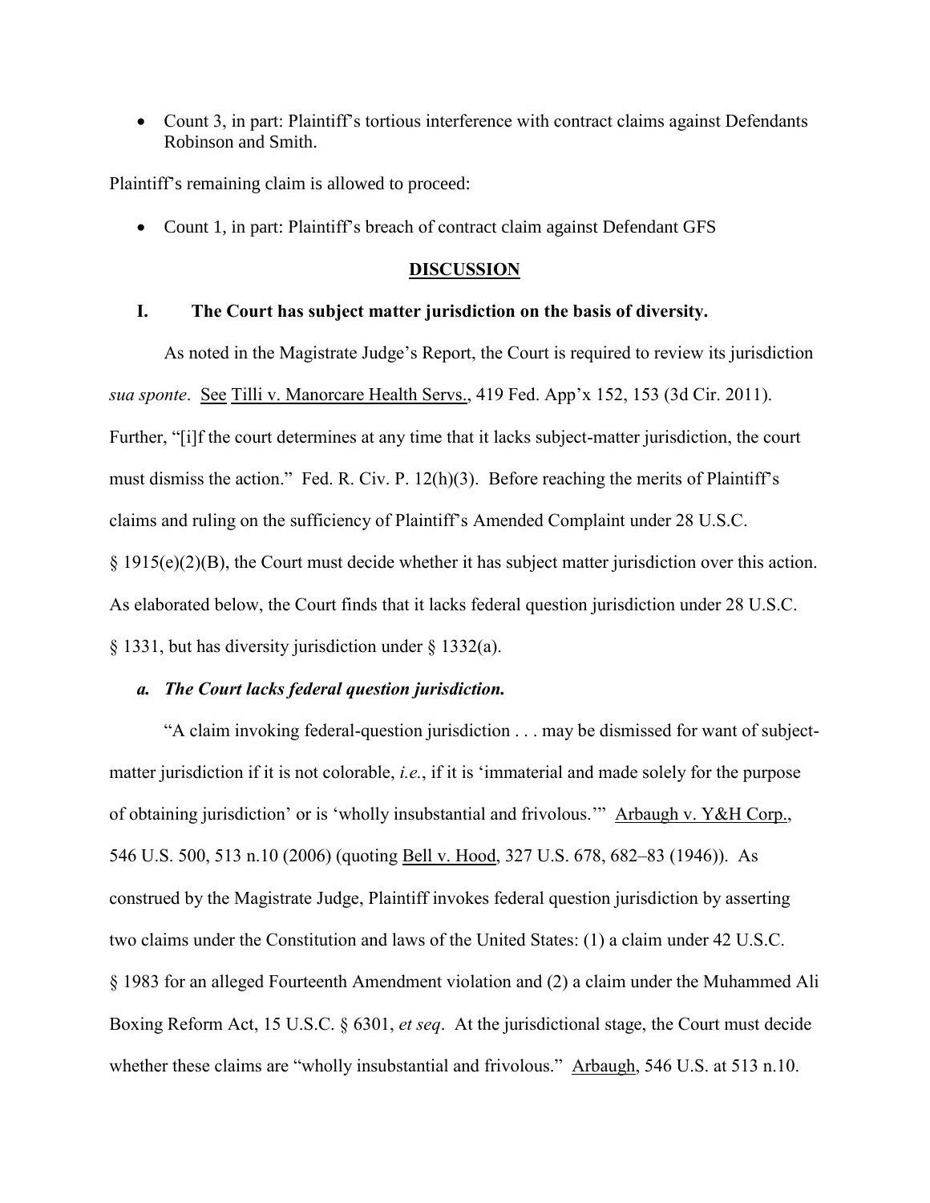- Count 3, in part: Plaintiff's tortious interference with contract claims against Defendants Robinson and Smith.

Plaintiff's remaining claim is allowed to proceed:

- Count 1, in part: Plaintiff's breach of contract claim against Defendant GFS

## DISCUSSION

### I. The Court has subject matter jurisdiction on the basis of diversity.

As noted in the Magistrate Judge's Report, the Court is required to review its jurisdiction *sua sponte*. See Tilli v. Manorcare Health Servs., 419 Fed. App'x 152, 153 (3d Cir. 2011). Further, "[i]f the court determines at any time that it lacks subject-matter jurisdiction, the court must dismiss the action." Fed. R. Civ. P. 12(h)(3). Before reaching the merits of Plaintiff's claims and ruling on the sufficiency of Plaintiff's Amended Complaint under 28 U.S.C. § 1915(e)(2)(B), the Court must decide whether it has subject matter jurisdiction over this action. As elaborated below, the Court finds that it lacks federal question jurisdiction under 28 U.S.C. § 1331, but has diversity jurisdiction under § 1332(a).

#### *a. The Court lacks federal question jurisdiction.*

"A claim invoking federal-question jurisdiction . . . may be dismissed for want of subject-matter jurisdiction if it is not colorable, *i.e.*, if it is 'immaterial and made solely for the purpose of obtaining jurisdiction' or is 'wholly insubstantial and frivolous.'" Arbaugh v. Y&H Corp., 546 U.S. 500, 513 n.10 (2006) (quoting Bell v. Hood, 327 U.S. 678, 682–83 (1946)). As construed by the Magistrate Judge, Plaintiff invokes federal question jurisdiction by asserting two claims under the Constitution and laws of the United States: (1) a claim under 42 U.S.C. § 1983 for an alleged Fourteenth Amendment violation and (2) a claim under the Muhammed Ali Boxing Reform Act, 15 U.S.C. § 6301, *et seq*. At the jurisdictional stage, the Court must decide whether these claims are "wholly insubstantial and frivolous." Arbaugh, 546 U.S. at 513 n.10.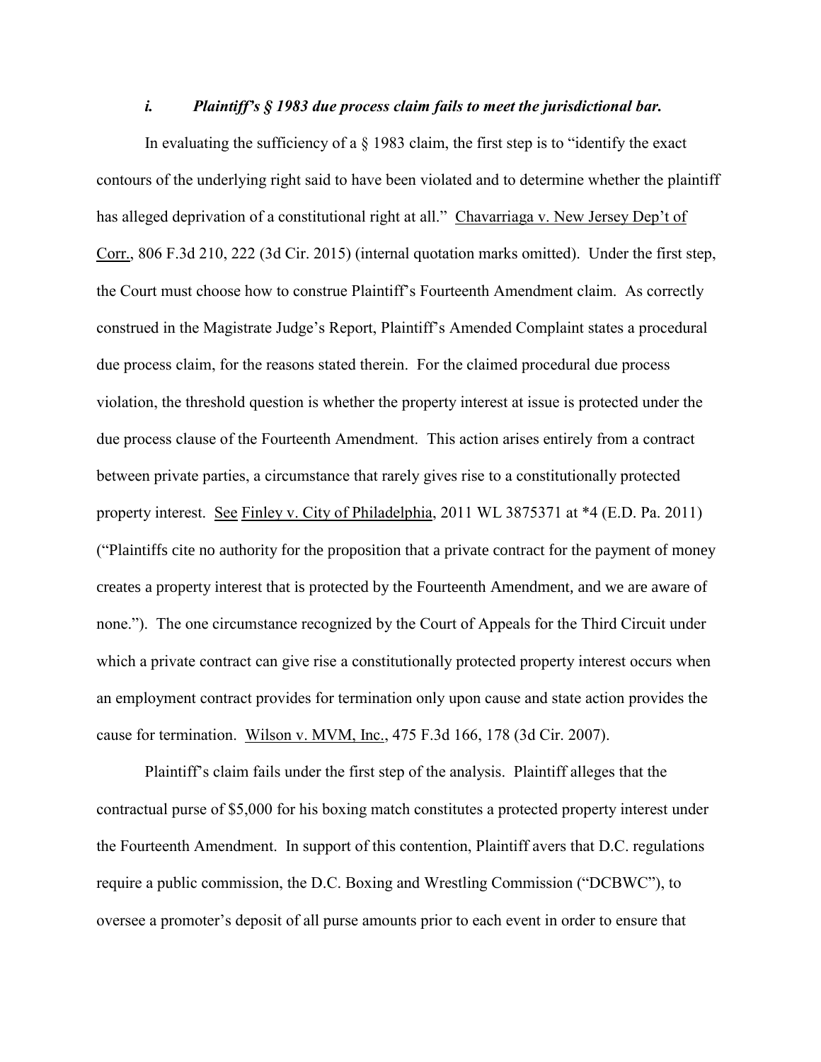### *i. Plaintiff's § 1983 due process claim fails to meet the jurisdictional bar.*

In evaluating the sufficiency of a § 1983 claim, the first step is to "identify the exact contours of the underlying right said to have been violated and to determine whether the plaintiff has alleged deprivation of a constitutional right at all." Chavarriaga v. New Jersey Dep't of Corr., 806 F.3d 210, 222 (3d Cir. 2015) (internal quotation marks omitted). Under the first step, the Court must choose how to construe Plaintiff's Fourteenth Amendment claim. As correctly construed in the Magistrate Judge's Report, Plaintiff's Amended Complaint states a procedural due process claim, for the reasons stated therein. For the claimed procedural due process violation, the threshold question is whether the property interest at issue is protected under the due process clause of the Fourteenth Amendment. This action arises entirely from a contract between private parties, a circumstance that rarely gives rise to a constitutionally protected property interest. See Finley v. City of Philadelphia, 2011 WL 3875371 at *4 (E.D. Pa. 2011) ("Plaintiffs cite no authority for the proposition that a private contract for the payment of money creates a property interest that is protected by the Fourteenth Amendment, and we are aware of none."). The one circumstance recognized by the Court of Appeals for the Third Circuit under which a private contract can give rise a constitutionally protected property interest occurs when an employment contract provides for termination only upon cause and state action provides the cause for termination. Wilson v. MVM, Inc., 475 F.3d 166, 178 (3d Cir. 2007).

Plaintiff's claim fails under the first step of the analysis. Plaintiff alleges that the contractual purse of $5,000 for his boxing match constitutes a protected property interest under the Fourteenth Amendment. In support of this contention, Plaintiff avers that D.C. regulations require a public commission, the D.C. Boxing and Wrestling Commission ("DCBWC"), to oversee a promoter's deposit of all purse amounts prior to each event in order to ensure that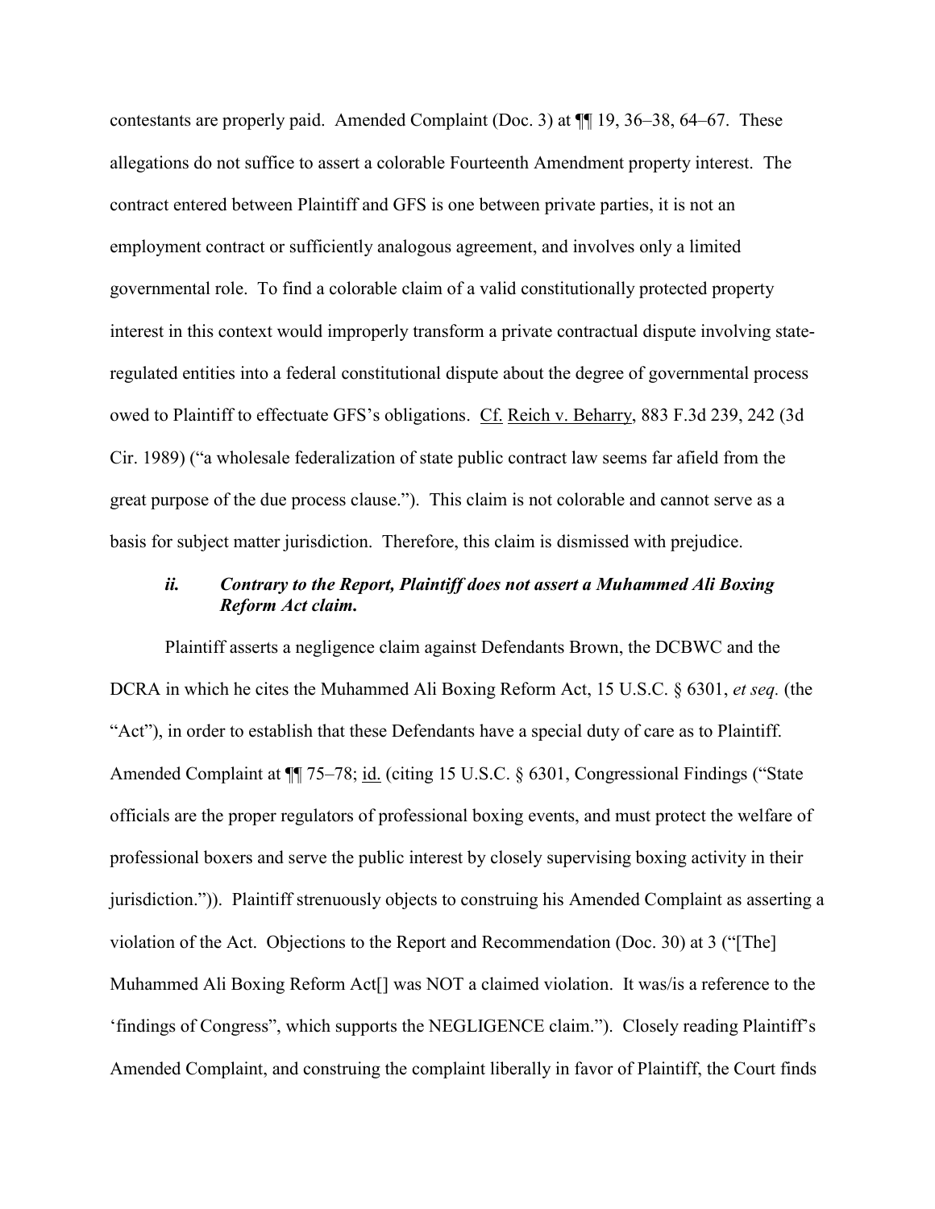contestants are properly paid. Amended Complaint (Doc. 3) at ¶¶ 19, 36–38, 64–67. These allegations do not suffice to assert a colorable Fourteenth Amendment property interest. The contract entered between Plaintiff and GFS is one between private parties, it is not an employment contract or sufficiently analogous agreement, and involves only a limited governmental role. To find a colorable claim of a valid constitutionally protected property interest in this context would improperly transform a private contractual dispute involving state-regulated entities into a federal constitutional dispute about the degree of governmental process owed to Plaintiff to effectuate GFS's obligations. Cf. Reich v. Beharry, 883 F.3d 239, 242 (3d Cir. 1989) ("a wholesale federalization of state public contract law seems far afield from the great purpose of the due process clause."). This claim is not colorable and cannot serve as a basis for subject matter jurisdiction. Therefore, this claim is dismissed with prejudice.

### *ii. Contrary to the Report, Plaintiff does not assert a Muhammed Ali Boxing Reform Act claim.*

Plaintiff asserts a negligence claim against Defendants Brown, the DCBWC and the DCRA in which he cites the Muhammed Ali Boxing Reform Act, 15 U.S.C. § 6301, *et seq.* (the "Act"), in order to establish that these Defendants have a special duty of care as to Plaintiff. Amended Complaint at ¶¶ 75–78; id. (citing 15 U.S.C. § 6301, Congressional Findings ("State officials are the proper regulators of professional boxing events, and must protect the welfare of professional boxers and serve the public interest by closely supervising boxing activity in their jurisdiction.")). Plaintiff strenuously objects to construing his Amended Complaint as asserting a violation of the Act. Objections to the Report and Recommendation (Doc. 30) at 3 ("[The] Muhammed Ali Boxing Reform Act[] was NOT a claimed violation. It was/is a reference to the 'findings of Congress", which supports the NEGLIGENCE claim."). Closely reading Plaintiff's Amended Complaint, and construing the complaint liberally in favor of Plaintiff, the Court finds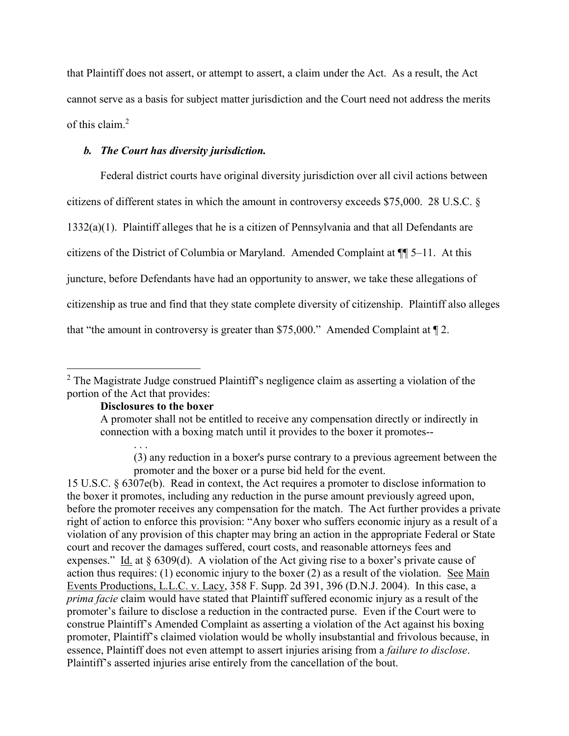that Plaintiff does not assert, or attempt to assert, a claim under the Act. As a result, the Act cannot serve as a basis for subject matter jurisdiction and the Court need not address the merits of this claim.[2]

***b. The Court has diversity jurisdiction.***

Federal district courts have original diversity jurisdiction over all civil actions between citizens of different states in which the amount in controversy exceeds $75,000. 28 U.S.C. § 1332(a)(1). Plaintiff alleges that he is a citizen of Pennsylvania and that all Defendants are citizens of the District of Columbia or Maryland. Amended Complaint at ¶¶ 5–11. At this juncture, before Defendants have had an opportunity to answer, we take these allegations of citizenship as true and find that they state complete diversity of citizenship. Plaintiff also alleges that "the amount in controversy is greater than $75,000." Amended Complaint at ¶ 2.

---

[2] The Magistrate Judge construed Plaintiff's negligence claim as asserting a violation of the portion of the Act that provides:

> **Disclosures to the boxer**
>
> A promoter shall not be entitled to receive any compensation directly or indirectly in connection with a boxing match until it provides to the boxer it promotes--
>
> . . .
>
> (3) any reduction in a boxer's purse contrary to a previous agreement between the promoter and the boxer or a purse bid held for the event.

15 U.S.C. § 6307e(b). Read in context, the Act requires a promoter to disclose information to the boxer it promotes, including any reduction in the purse amount previously agreed upon, before the promoter receives any compensation for the match. The Act further provides a private right of action to enforce this provision: "Any boxer who suffers economic injury as a result of a violation of any provision of this chapter may bring an action in the appropriate Federal or State court and recover the damages suffered, court costs, and reasonable attorneys fees and expenses." Id. at § 6309(d). A violation of the Act giving rise to a boxer's private cause of action thus requires: (1) economic injury to the boxer (2) as a result of the violation. See Main Events Productions, L.L.C. v. Lacy, 358 F. Supp. 2d 391, 396 (D.N.J. 2004). In this case, a *prima facie* claim would have stated that Plaintiff suffered economic injury as a result of the promoter's failure to disclose a reduction in the contracted purse. Even if the Court were to construe Plaintiff's Amended Complaint as asserting a violation of the Act against his boxing promoter, Plaintiff's claimed violation would be wholly insubstantial and frivolous because, in essence, Plaintiff does not even attempt to assert injuries arising from a *failure to disclose*. Plaintiff's asserted injuries arise entirely from the cancellation of the bout.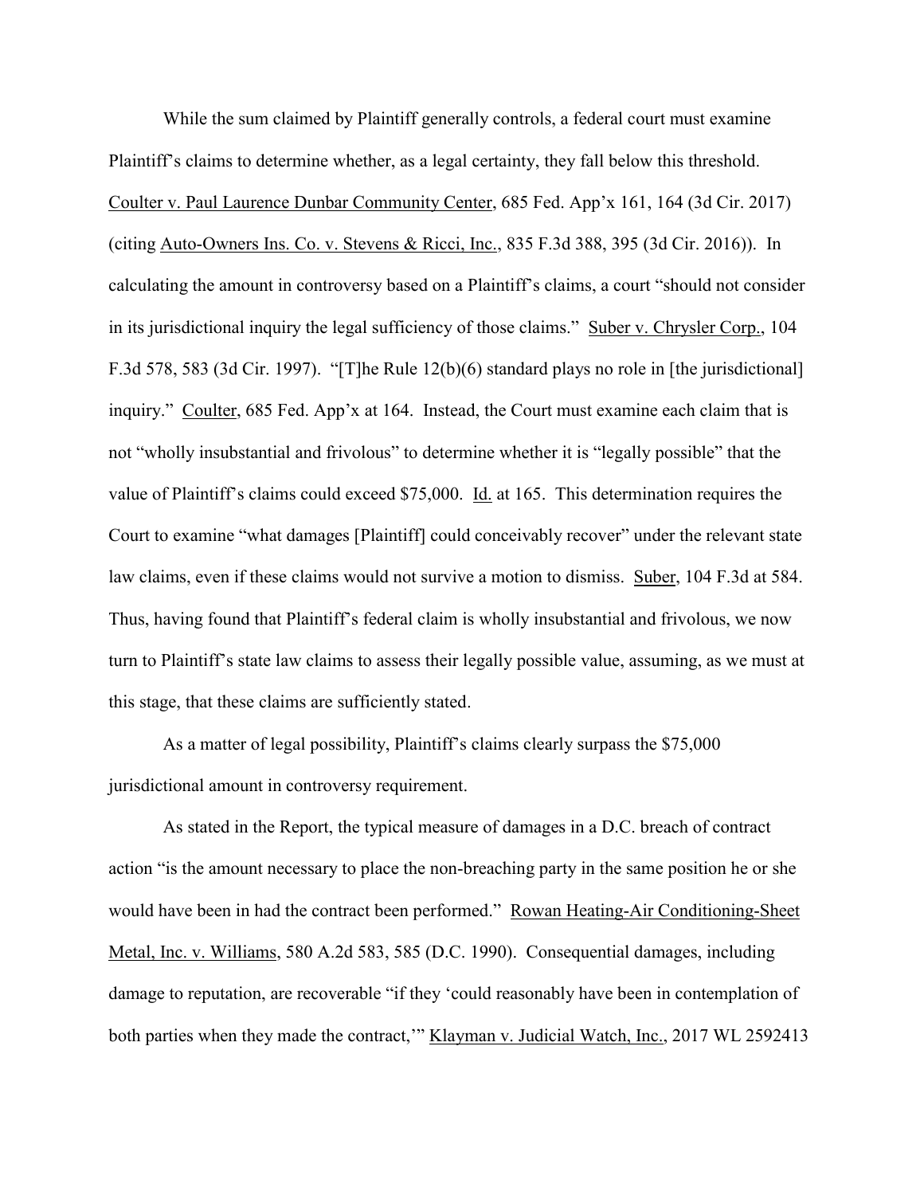While the sum claimed by Plaintiff generally controls, a federal court must examine Plaintiff's claims to determine whether, as a legal certainty, they fall below this threshold. Coulter v. Paul Laurence Dunbar Community Center, 685 Fed. App'x 161, 164 (3d Cir. 2017) (citing Auto-Owners Ins. Co. v. Stevens & Ricci, Inc., 835 F.3d 388, 395 (3d Cir. 2016)). In calculating the amount in controversy based on a Plaintiff's claims, a court "should not consider in its jurisdictional inquiry the legal sufficiency of those claims." Suber v. Chrysler Corp., 104 F.3d 578, 583 (3d Cir. 1997). "[T]he Rule 12(b)(6) standard plays no role in [the jurisdictional] inquiry." Coulter, 685 Fed. App'x at 164. Instead, the Court must examine each claim that is not "wholly insubstantial and frivolous" to determine whether it is "legally possible" that the value of Plaintiff's claims could exceed $75,000. Id. at 165. This determination requires the Court to examine "what damages [Plaintiff] could conceivably recover" under the relevant state law claims, even if these claims would not survive a motion to dismiss. Suber, 104 F.3d at 584. Thus, having found that Plaintiff's federal claim is wholly insubstantial and frivolous, we now turn to Plaintiff's state law claims to assess their legally possible value, assuming, as we must at this stage, that these claims are sufficiently stated.

As a matter of legal possibility, Plaintiff's claims clearly surpass the $75,000 jurisdictional amount in controversy requirement.

As stated in the Report, the typical measure of damages in a D.C. breach of contract action "is the amount necessary to place the non-breaching party in the same position he or she would have been in had the contract been performed." Rowan Heating-Air Conditioning-Sheet Metal, Inc. v. Williams, 580 A.2d 583, 585 (D.C. 1990). Consequential damages, including damage to reputation, are recoverable "if they 'could reasonably have been in contemplation of both parties when they made the contract,'" Klayman v. Judicial Watch, Inc., 2017 WL 2592413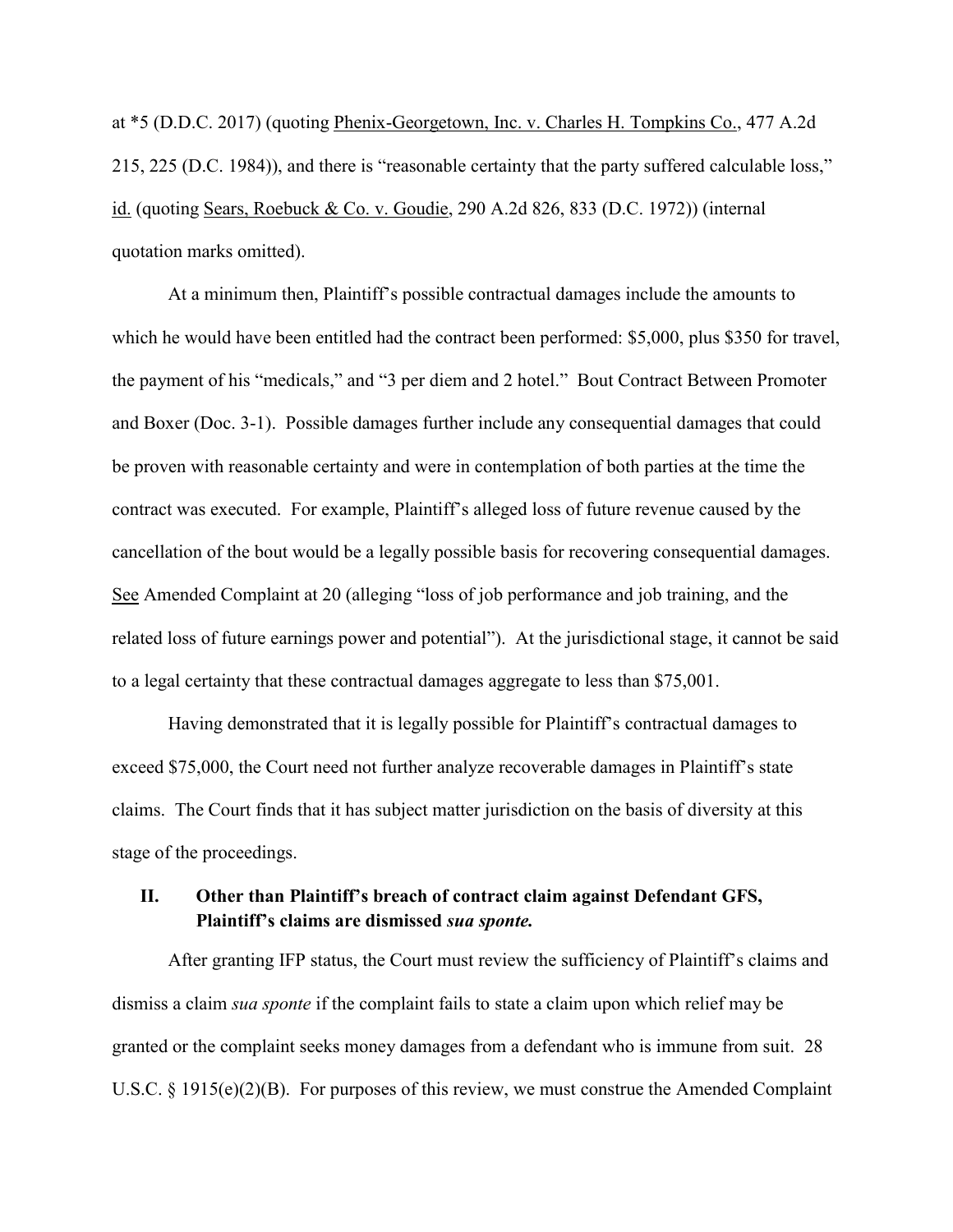at *5 (D.D.C. 2017) (quoting Phenix-Georgetown, Inc. v. Charles H. Tompkins Co., 477 A.2d 215, 225 (D.C. 1984)), and there is "reasonable certainty that the party suffered calculable loss," id. (quoting Sears, Roebuck & Co. v. Goudie, 290 A.2d 826, 833 (D.C. 1972)) (internal quotation marks omitted).

At a minimum then, Plaintiff's possible contractual damages include the amounts to which he would have been entitled had the contract been performed: $5,000, plus $350 for travel, the payment of his "medicals," and "3 per diem and 2 hotel." Bout Contract Between Promoter and Boxer (Doc. 3-1). Possible damages further include any consequential damages that could be proven with reasonable certainty and were in contemplation of both parties at the time the contract was executed. For example, Plaintiff's alleged loss of future revenue caused by the cancellation of the bout would be a legally possible basis for recovering consequential damages. See Amended Complaint at 20 (alleging "loss of job performance and job training, and the related loss of future earnings power and potential"). At the jurisdictional stage, it cannot be said to a legal certainty that these contractual damages aggregate to less than $75,001.

Having demonstrated that it is legally possible for Plaintiff's contractual damages to exceed $75,000, the Court need not further analyze recoverable damages in Plaintiff's state claims. The Court finds that it has subject matter jurisdiction on the basis of diversity at this stage of the proceedings.

## II. Other than Plaintiff's breach of contract claim against Defendant GFS, Plaintiff's claims are dismissed *sua sponte.*

After granting IFP status, the Court must review the sufficiency of Plaintiff's claims and dismiss a claim *sua sponte* if the complaint fails to state a claim upon which relief may be granted or the complaint seeks money damages from a defendant who is immune from suit. 28 U.S.C. § 1915(e)(2)(B). For purposes of this review, we must construe the Amended Complaint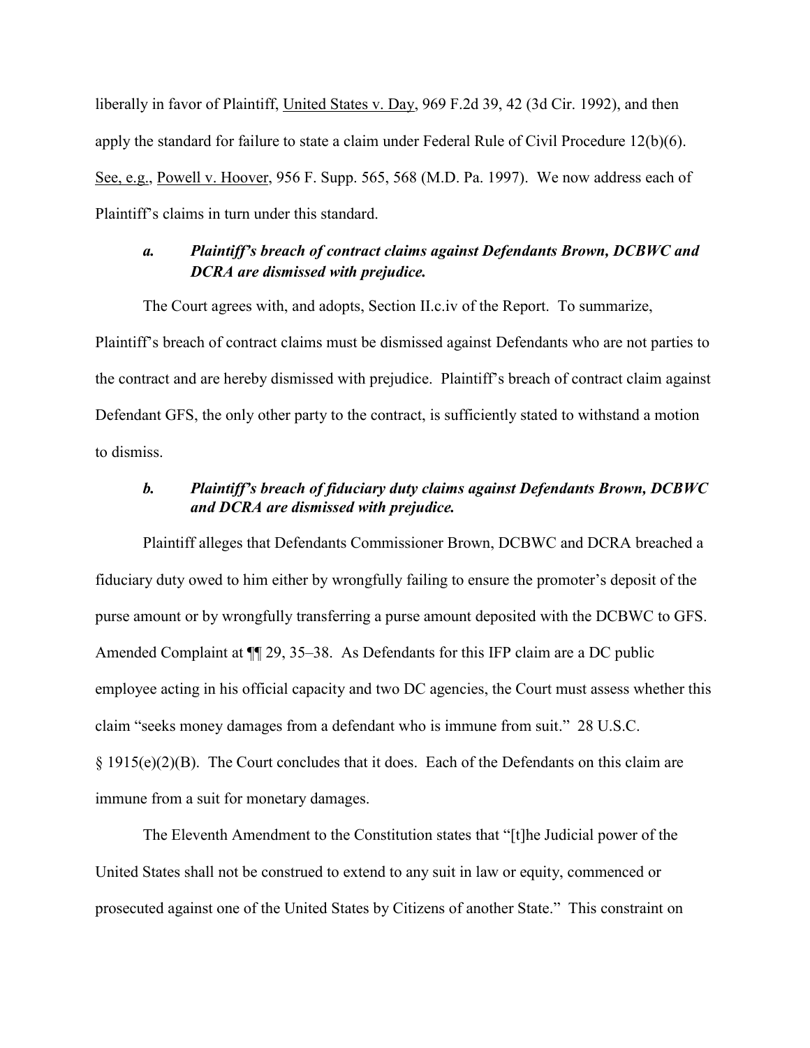liberally in favor of Plaintiff, United States v. Day, 969 F.2d 39, 42 (3d Cir. 1992), and then apply the standard for failure to state a claim under Federal Rule of Civil Procedure 12(b)(6). See, e.g., Powell v. Hoover, 956 F. Supp. 565, 568 (M.D. Pa. 1997). We now address each of Plaintiff's claims in turn under this standard.

### *a. Plaintiff's breach of contract claims against Defendants Brown, DCBWC and DCRA are dismissed with prejudice.*

The Court agrees with, and adopts, Section II.c.iv of the Report. To summarize, Plaintiff's breach of contract claims must be dismissed against Defendants who are not parties to the contract and are hereby dismissed with prejudice. Plaintiff's breach of contract claim against Defendant GFS, the only other party to the contract, is sufficiently stated to withstand a motion to dismiss.

### *b. Plaintiff's breach of fiduciary duty claims against Defendants Brown, DCBWC and DCRA are dismissed with prejudice.*

Plaintiff alleges that Defendants Commissioner Brown, DCBWC and DCRA breached a fiduciary duty owed to him either by wrongfully failing to ensure the promoter's deposit of the purse amount or by wrongfully transferring a purse amount deposited with the DCBWC to GFS. Amended Complaint at ¶¶ 29, 35–38. As Defendants for this IFP claim are a DC public employee acting in his official capacity and two DC agencies, the Court must assess whether this claim "seeks money damages from a defendant who is immune from suit." 28 U.S.C. § 1915(e)(2)(B). The Court concludes that it does. Each of the Defendants on this claim are immune from a suit for monetary damages.

The Eleventh Amendment to the Constitution states that "[t]he Judicial power of the United States shall not be construed to extend to any suit in law or equity, commenced or prosecuted against one of the United States by Citizens of another State." This constraint on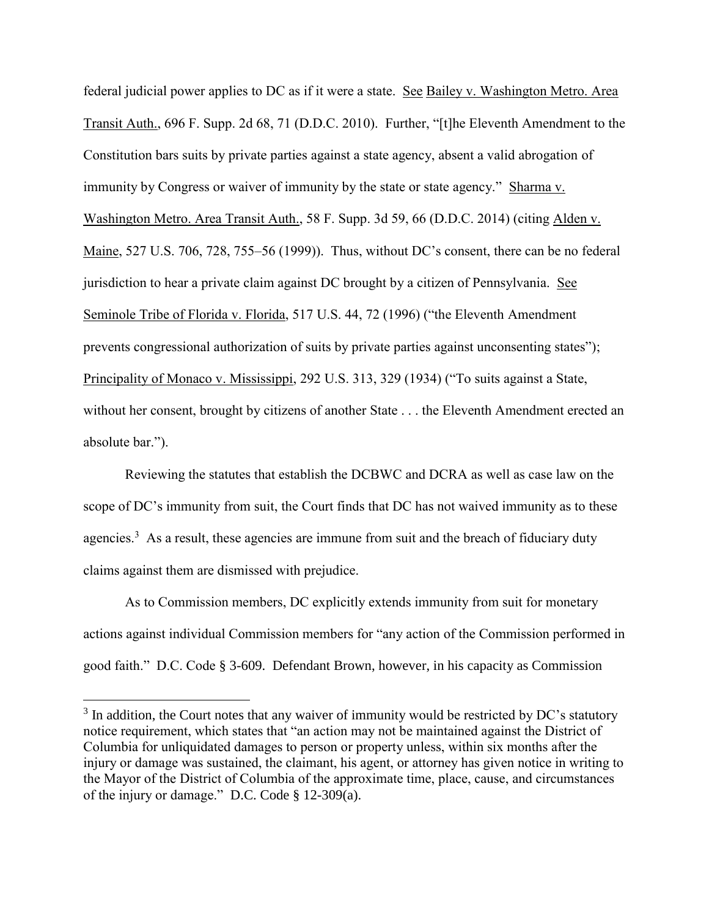federal judicial power applies to DC as if it were a state. See Bailey v. Washington Metro. Area Transit Auth., 696 F. Supp. 2d 68, 71 (D.D.C. 2010). Further, "[t]he Eleventh Amendment to the Constitution bars suits by private parties against a state agency, absent a valid abrogation of immunity by Congress or waiver of immunity by the state or state agency." Sharma v. Washington Metro. Area Transit Auth., 58 F. Supp. 3d 59, 66 (D.D.C. 2014) (citing Alden v. Maine, 527 U.S. 706, 728, 755–56 (1999)). Thus, without DC's consent, there can be no federal jurisdiction to hear a private claim against DC brought by a citizen of Pennsylvania. See Seminole Tribe of Florida v. Florida, 517 U.S. 44, 72 (1996) ("the Eleventh Amendment prevents congressional authorization of suits by private parties against unconsenting states"); Principality of Monaco v. Mississippi, 292 U.S. 313, 329 (1934) ("To suits against a State, without her consent, brought by citizens of another State . . . the Eleventh Amendment erected an absolute bar.").

Reviewing the statutes that establish the DCBWC and DCRA as well as case law on the scope of DC's immunity from suit, the Court finds that DC has not waived immunity as to these agencies.[3] As a result, these agencies are immune from suit and the breach of fiduciary duty claims against them are dismissed with prejudice.

As to Commission members, DC explicitly extends immunity from suit for monetary actions against individual Commission members for "any action of the Commission performed in good faith." D.C. Code § 3-609. Defendant Brown, however, in his capacity as Commission

[3] In addition, the Court notes that any waiver of immunity would be restricted by DC's statutory notice requirement, which states that "an action may not be maintained against the District of Columbia for unliquidated damages to person or property unless, within six months after the injury or damage was sustained, the claimant, his agent, or attorney has given notice in writing to the Mayor of the District of Columbia of the approximate time, place, cause, and circumstances of the injury or damage." D.C. Code § 12-309(a).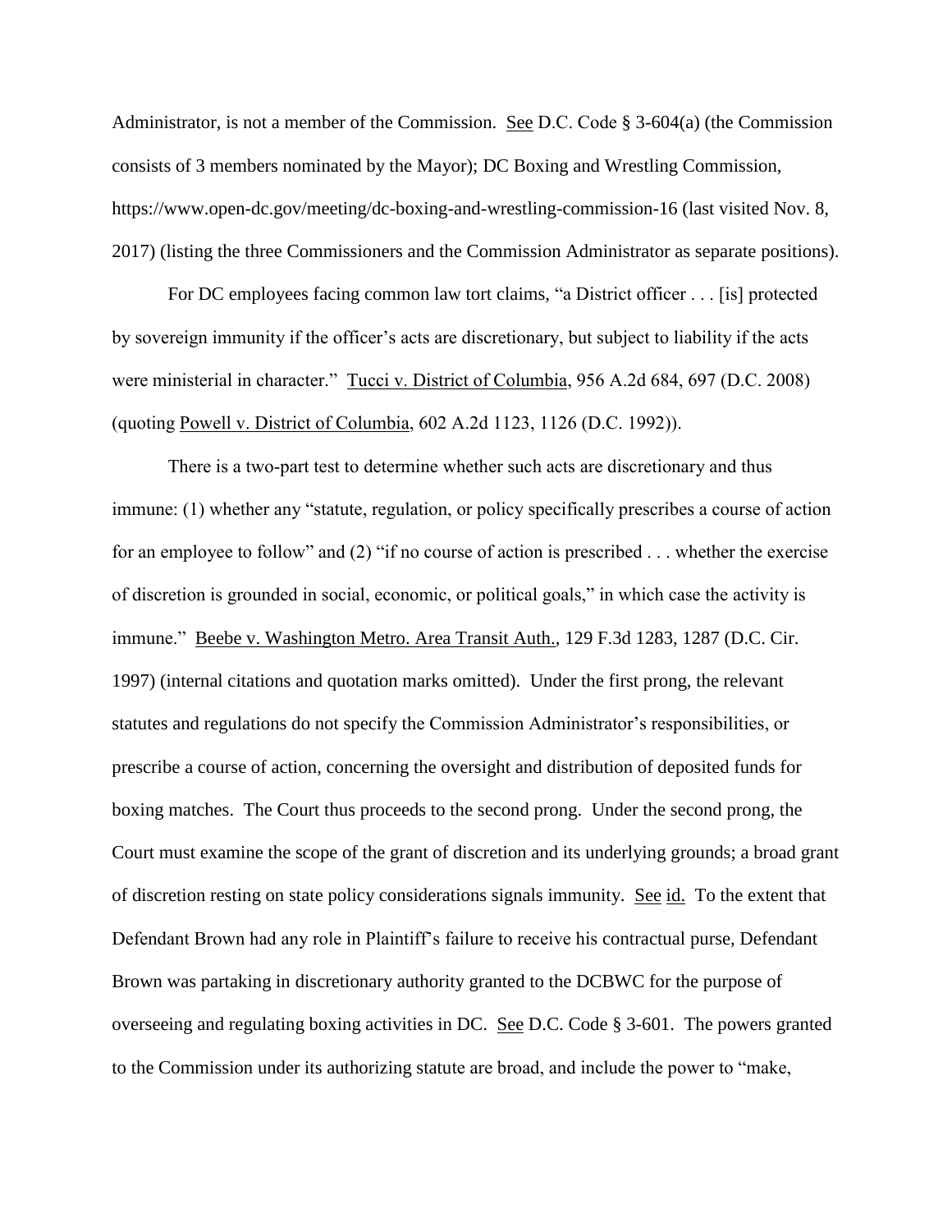Administrator, is not a member of the Commission. See D.C. Code § 3-604(a) (the Commission consists of 3 members nominated by the Mayor); DC Boxing and Wrestling Commission, https://www.open-dc.gov/meeting/dc-boxing-and-wrestling-commission-16 (last visited Nov. 8, 2017) (listing the three Commissioners and the Commission Administrator as separate positions).

For DC employees facing common law tort claims, "a District officer . . . [is] protected by sovereign immunity if the officer's acts are discretionary, but subject to liability if the acts were ministerial in character." Tucci v. District of Columbia, 956 A.2d 684, 697 (D.C. 2008) (quoting Powell v. District of Columbia, 602 A.2d 1123, 1126 (D.C. 1992)).

There is a two-part test to determine whether such acts are discretionary and thus immune: (1) whether any "statute, regulation, or policy specifically prescribes a course of action for an employee to follow" and (2) "if no course of action is prescribed . . . whether the exercise of discretion is grounded in social, economic, or political goals," in which case the activity is immune." Beebe v. Washington Metro. Area Transit Auth., 129 F.3d 1283, 1287 (D.C. Cir. 1997) (internal citations and quotation marks omitted). Under the first prong, the relevant statutes and regulations do not specify the Commission Administrator's responsibilities, or prescribe a course of action, concerning the oversight and distribution of deposited funds for boxing matches. The Court thus proceeds to the second prong. Under the second prong, the Court must examine the scope of the grant of discretion and its underlying grounds; a broad grant of discretion resting on state policy considerations signals immunity. See id. To the extent that Defendant Brown had any role in Plaintiff's failure to receive his contractual purse, Defendant Brown was partaking in discretionary authority granted to the DCBWC for the purpose of overseeing and regulating boxing activities in DC. See D.C. Code § 3-601. The powers granted to the Commission under its authorizing statute are broad, and include the power to "make,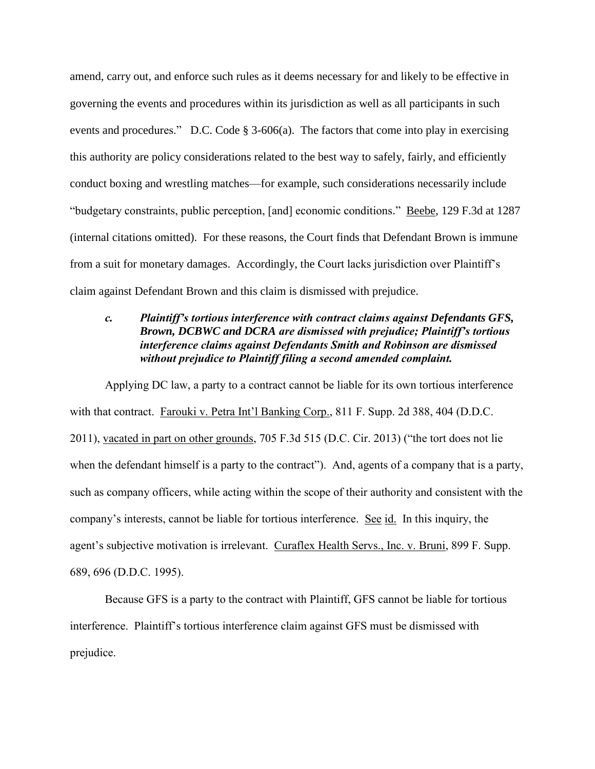amend, carry out, and enforce such rules as it deems necessary for and likely to be effective in governing the events and procedures within its jurisdiction as well as all participants in such events and procedures." D.C. Code § 3-606(a). The factors that come into play in exercising this authority are policy considerations related to the best way to safely, fairly, and efficiently conduct boxing and wrestling matches—for example, such considerations necessarily include "budgetary constraints, public perception, [and] economic conditions." Beebe, 129 F.3d at 1287 (internal citations omitted). For these reasons, the Court finds that Defendant Brown is immune from a suit for monetary damages. Accordingly, the Court lacks jurisdiction over Plaintiff's claim against Defendant Brown and this claim is dismissed with prejudice.

### *c. Plaintiff's tortious interference with contract claims against Defendants GFS, Brown, DCBWC and DCRA are dismissed with prejudice; Plaintiff's tortious interference claims against Defendants Smith and Robinson are dismissed without prejudice to Plaintiff filing a second amended complaint.*

Applying DC law, a party to a contract cannot be liable for its own tortious interference with that contract. Farouki v. Petra Int'l Banking Corp., 811 F. Supp. 2d 388, 404 (D.D.C. 2011), vacated in part on other grounds, 705 F.3d 515 (D.C. Cir. 2013) ("the tort does not lie when the defendant himself is a party to the contract"). And, agents of a company that is a party, such as company officers, while acting within the scope of their authority and consistent with the company's interests, cannot be liable for tortious interference. See id. In this inquiry, the agent's subjective motivation is irrelevant. Curaflex Health Servs., Inc. v. Bruni, 899 F. Supp. 689, 696 (D.D.C. 1995).

Because GFS is a party to the contract with Plaintiff, GFS cannot be liable for tortious interference. Plaintiff's tortious interference claim against GFS must be dismissed with prejudice.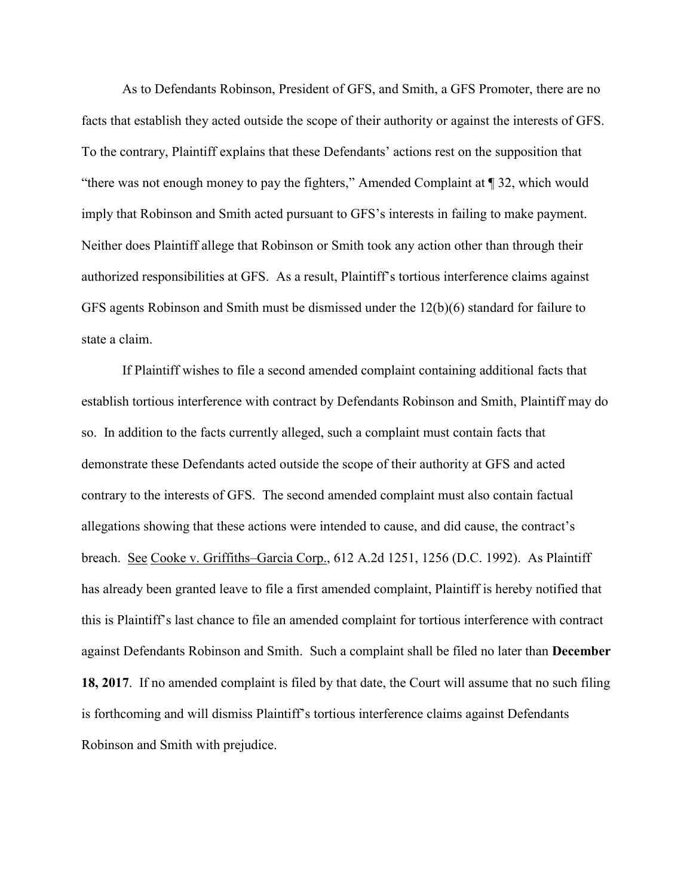As to Defendants Robinson, President of GFS, and Smith, a GFS Promoter, there are no facts that establish they acted outside the scope of their authority or against the interests of GFS. To the contrary, Plaintiff explains that these Defendants' actions rest on the supposition that "there was not enough money to pay the fighters," Amended Complaint at ¶ 32, which would imply that Robinson and Smith acted pursuant to GFS's interests in failing to make payment. Neither does Plaintiff allege that Robinson or Smith took any action other than through their authorized responsibilities at GFS. As a result, Plaintiff's tortious interference claims against GFS agents Robinson and Smith must be dismissed under the 12(b)(6) standard for failure to state a claim.

If Plaintiff wishes to file a second amended complaint containing additional facts that establish tortious interference with contract by Defendants Robinson and Smith, Plaintiff may do so. In addition to the facts currently alleged, such a complaint must contain facts that demonstrate these Defendants acted outside the scope of their authority at GFS and acted contrary to the interests of GFS. The second amended complaint must also contain factual allegations showing that these actions were intended to cause, and did cause, the contract's breach. See Cooke v. Griffiths–Garcia Corp., 612 A.2d 1251, 1256 (D.C. 1992). As Plaintiff has already been granted leave to file a first amended complaint, Plaintiff is hereby notified that this is Plaintiff's last chance to file an amended complaint for tortious interference with contract against Defendants Robinson and Smith. Such a complaint shall be filed no later than **December 18, 2017**. If no amended complaint is filed by that date, the Court will assume that no such filing is forthcoming and will dismiss Plaintiff's tortious interference claims against Defendants Robinson and Smith with prejudice.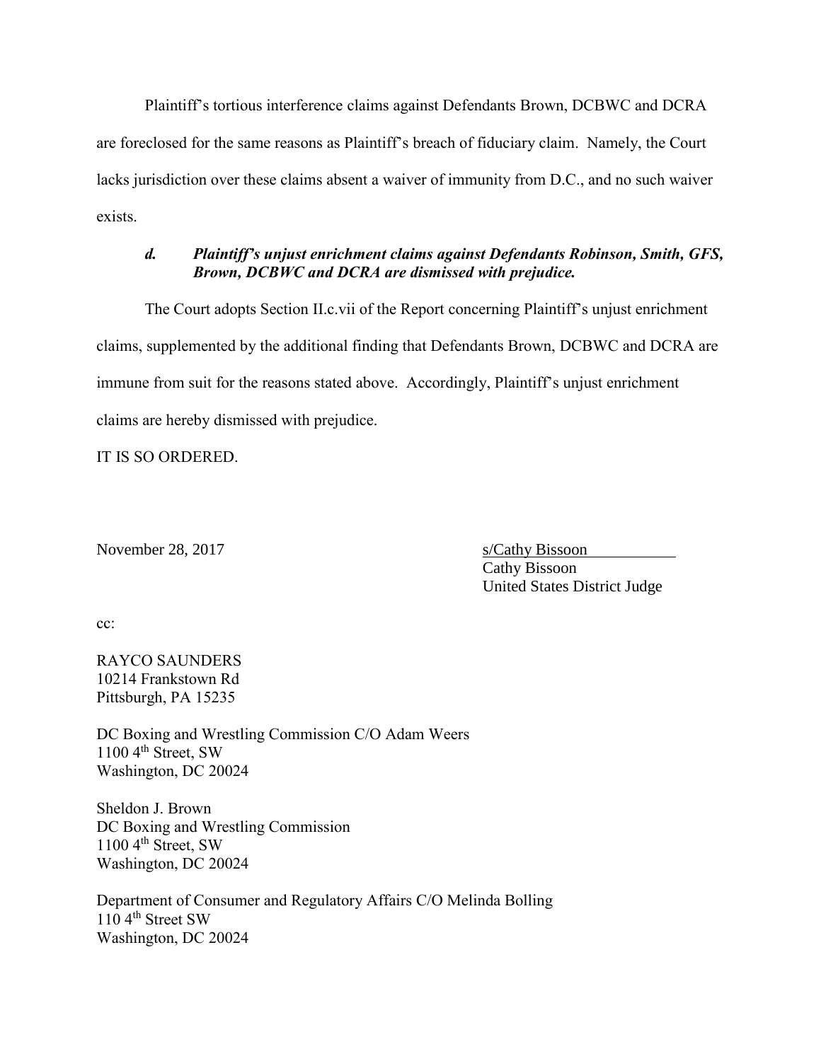Plaintiff's tortious interference claims against Defendants Brown, DCBWC and DCRA are foreclosed for the same reasons as Plaintiff's breach of fiduciary claim. Namely, the Court lacks jurisdiction over these claims absent a waiver of immunity from D.C., and no such waiver exists.

### *d. Plaintiff's unjust enrichment claims against Defendants Robinson, Smith, GFS, Brown, DCBWC and DCRA are dismissed with prejudice.*

The Court adopts Section II.c.vii of the Report concerning Plaintiff's unjust enrichment claims, supplemented by the additional finding that Defendants Brown, DCBWC and DCRA are immune from suit for the reasons stated above. Accordingly, Plaintiff's unjust enrichment claims are hereby dismissed with prejudice.

IT IS SO ORDERED.

November 28, 2017

s/Cathy Bissoon
Cathy Bissoon
United States District Judge

cc:

RAYCO SAUNDERS
10214 Frankstown Rd
Pittsburgh, PA 15235

DC Boxing and Wrestling Commission C/O Adam Weers
1100 4th Street, SW
Washington, DC 20024

Sheldon J. Brown
DC Boxing and Wrestling Commission
1100 4th Street, SW
Washington, DC 20024

Department of Consumer and Regulatory Affairs C/O Melinda Bolling
110 4th Street SW
Washington, DC 20024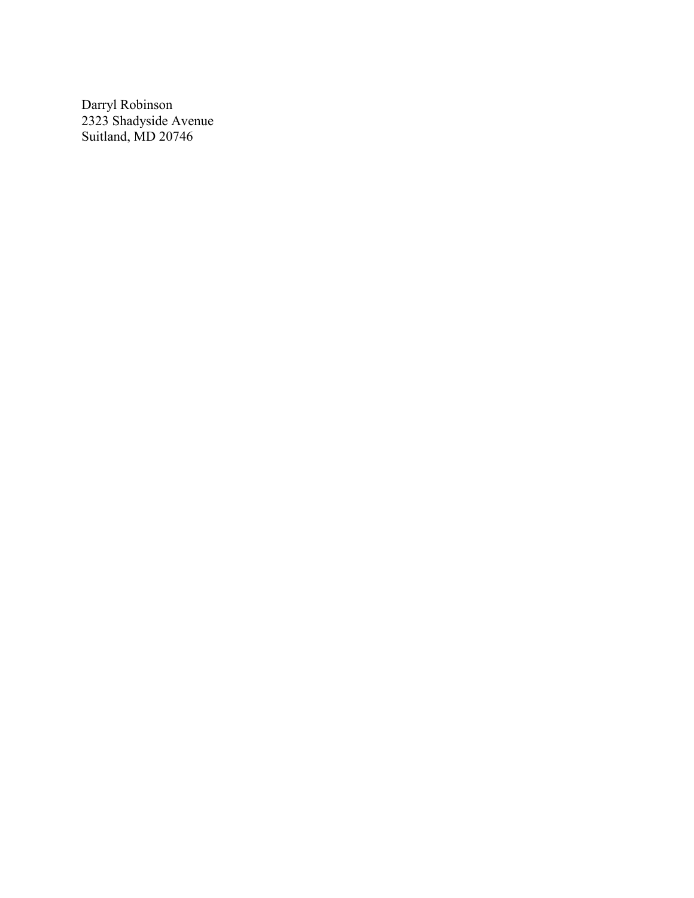Darryl Robinson
2323 Shadyside Avenue
Suitland, MD 20746